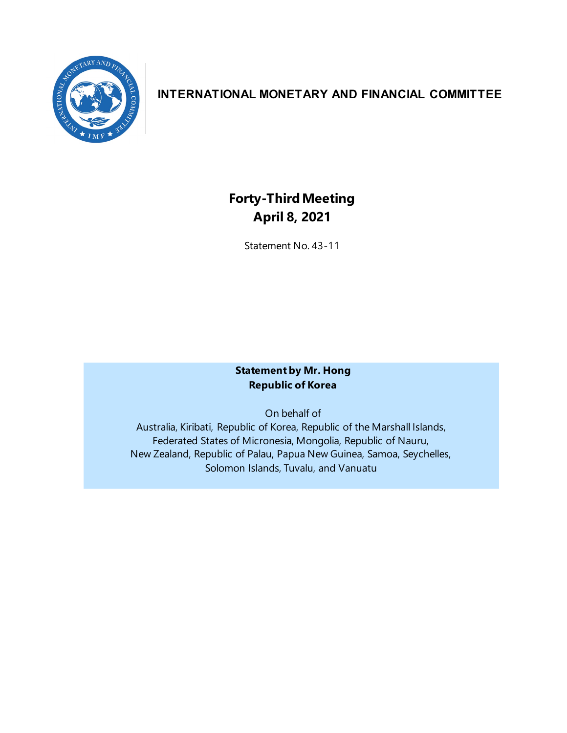# INTERNATIONAL MONETARY AND FINANCIAL COMMITTEE

## Forty-Third Meeting
## April 8, 2021

Statement No. 43-11

**Statement by Mr. Hong**
**Republic of Korea**

On behalf of
Australia, Kiribati, Republic of Korea, Republic of the Marshall Islands, Federated States of Micronesia, Mongolia, Republic of Nauru, New Zealand, Republic of Palau, Papua New Guinea, Samoa, Seychelles, Solomon Islands, Tuvalu, and Vanuatu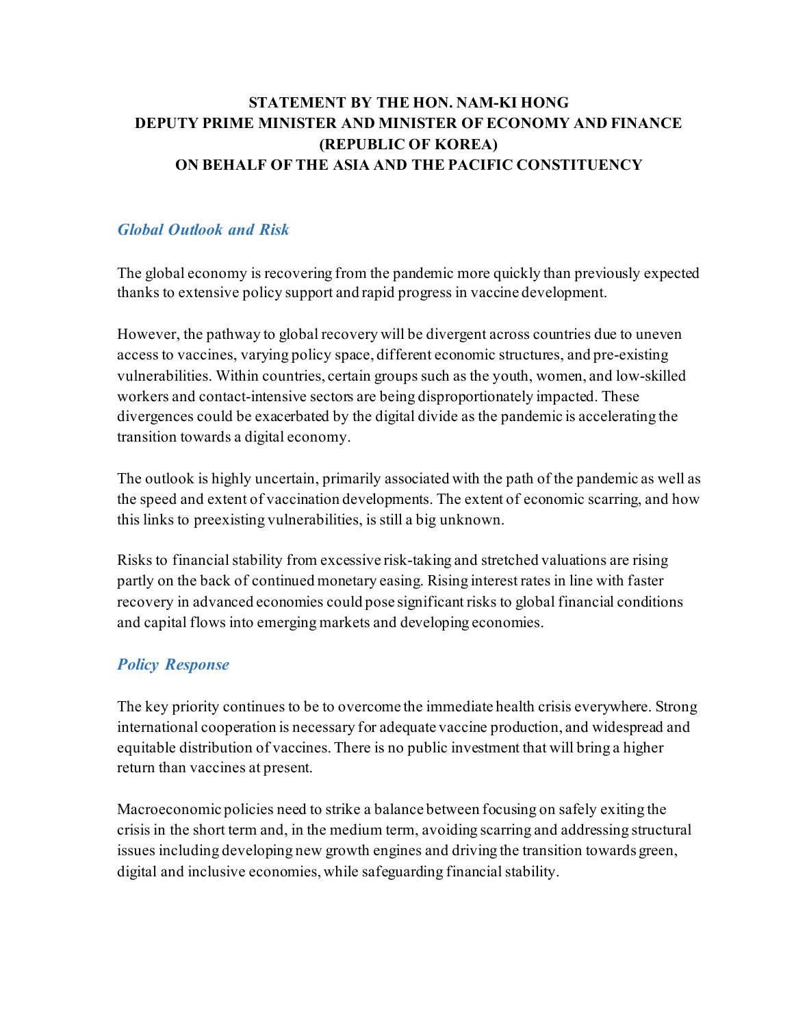**STATEMENT BY THE HON. NAM-KI HONG**
**DEPUTY PRIME MINISTER AND MINISTER OF ECONOMY AND FINANCE**
**(REPUBLIC OF KOREA)**
**ON BEHALF OF THE ASIA AND THE PACIFIC CONSTITUENCY**

## *Global Outlook and Risk*

The global economy is recovering from the pandemic more quickly than previously expected thanks to extensive policy support and rapid progress in vaccine development.

However, the pathway to global recovery will be divergent across countries due to uneven access to vaccines, varying policy space, different economic structures, and pre-existing vulnerabilities. Within countries, certain groups such as the youth, women, and low-skilled workers and contact-intensive sectors are being disproportionately impacted. These divergences could be exacerbated by the digital divide as the pandemic is accelerating the transition towards a digital economy.

The outlook is highly uncertain, primarily associated with the path of the pandemic as well as the speed and extent of vaccination developments. The extent of economic scarring, and how this links to preexisting vulnerabilities, is still a big unknown.

Risks to financial stability from excessive risk-taking and stretched valuations are rising partly on the back of continued monetary easing. Rising interest rates in line with faster recovery in advanced economies could pose significant risks to global financial conditions and capital flows into emerging markets and developing economies.

## *Policy Response*

The key priority continues to be to overcome the immediate health crisis everywhere. Strong international cooperation is necessary for adequate vaccine production, and widespread and equitable distribution of vaccines. There is no public investment that will bring a higher return than vaccines at present.

Macroeconomic policies need to strike a balance between focusing on safely exiting the crisis in the short term and, in the medium term, avoiding scarring and addressing structural issues including developing new growth engines and driving the transition towards green, digital and inclusive economies, while safeguarding financial stability.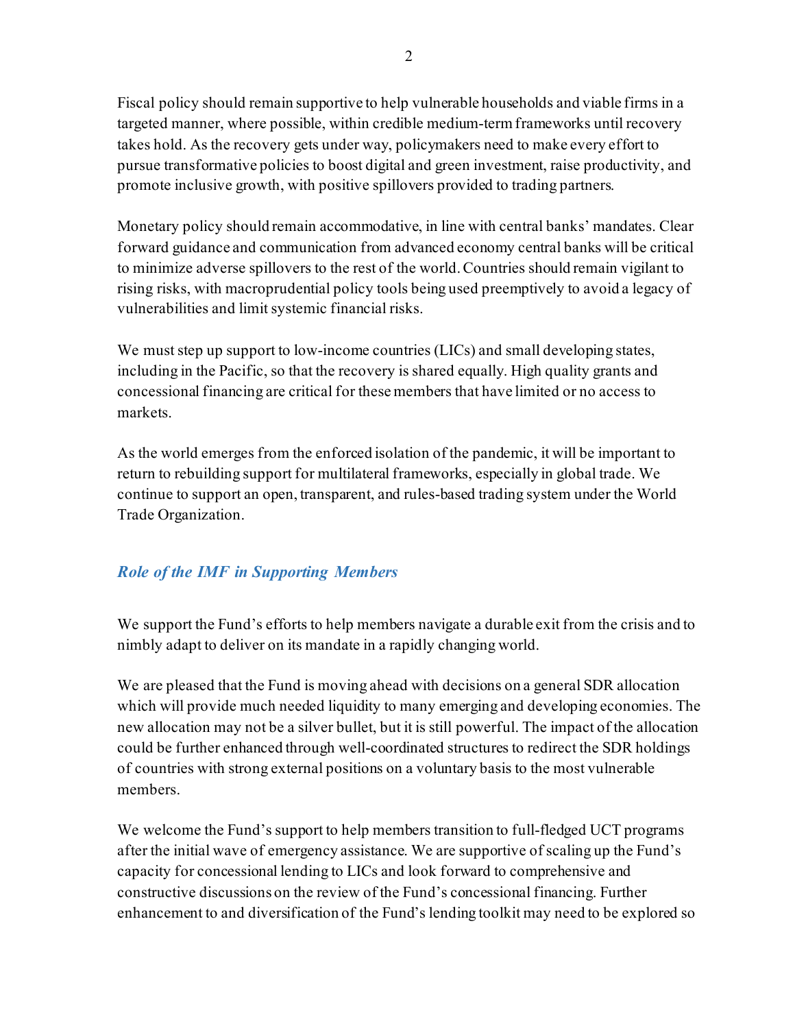Fiscal policy should remain supportive to help vulnerable households and viable firms in a targeted manner, where possible, within credible medium-term frameworks until recovery takes hold. As the recovery gets under way, policymakers need to make every effort to pursue transformative policies to boost digital and green investment, raise productivity, and promote inclusive growth, with positive spillovers provided to trading partners.

Monetary policy should remain accommodative, in line with central banks' mandates. Clear forward guidance and communication from advanced economy central banks will be critical to minimize adverse spillovers to the rest of the world. Countries should remain vigilant to rising risks, with macroprudential policy tools being used preemptively to avoid a legacy of vulnerabilities and limit systemic financial risks.

We must step up support to low-income countries (LICs) and small developing states, including in the Pacific, so that the recovery is shared equally. High quality grants and concessional financing are critical for these members that have limited or no access to markets.

As the world emerges from the enforced isolation of the pandemic, it will be important to return to rebuilding support for multilateral frameworks, especially in global trade. We continue to support an open, transparent, and rules-based trading system under the World Trade Organization.

## *Role of the IMF in Supporting Members*

We support the Fund's efforts to help members navigate a durable exit from the crisis and to nimbly adapt to deliver on its mandate in a rapidly changing world.

We are pleased that the Fund is moving ahead with decisions on a general SDR allocation which will provide much needed liquidity to many emerging and developing economies. The new allocation may not be a silver bullet, but it is still powerful. The impact of the allocation could be further enhanced through well-coordinated structures to redirect the SDR holdings of countries with strong external positions on a voluntary basis to the most vulnerable members.

We welcome the Fund's support to help members transition to full-fledged UCT programs after the initial wave of emergency assistance. We are supportive of scaling up the Fund's capacity for concessional lending to LICs and look forward to comprehensive and constructive discussions on the review of the Fund's concessional financing. Further enhancement to and diversification of the Fund's lending toolkit may need to be explored so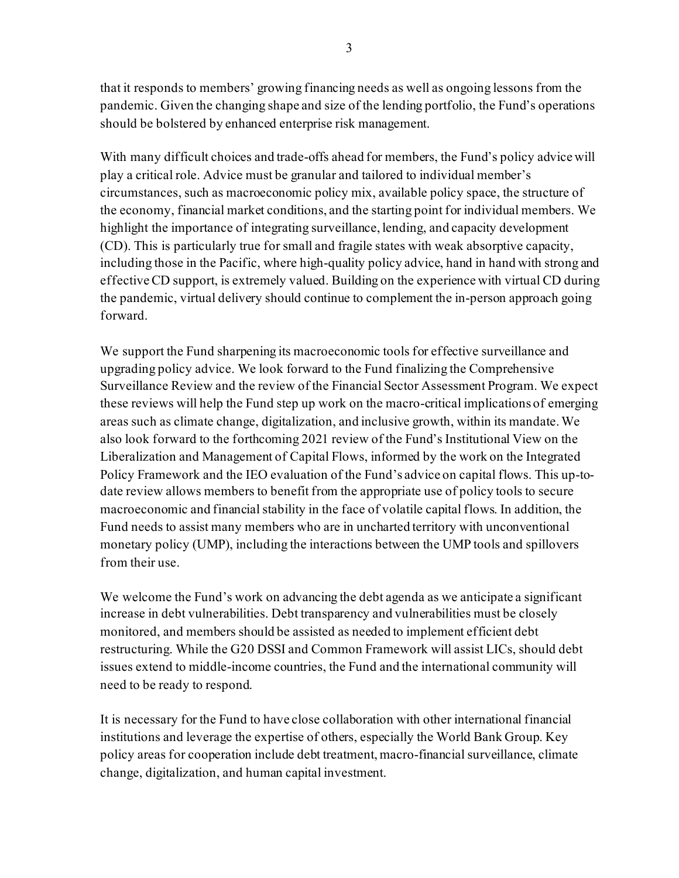that it responds to members' growing financing needs as well as ongoing lessons from the pandemic. Given the changing shape and size of the lending portfolio, the Fund's operations should be bolstered by enhanced enterprise risk management.

With many difficult choices and trade-offs ahead for members, the Fund's policy advice will play a critical role. Advice must be granular and tailored to individual member's circumstances, such as macroeconomic policy mix, available policy space, the structure of the economy, financial market conditions, and the starting point for individual members. We highlight the importance of integrating surveillance, lending, and capacity development (CD). This is particularly true for small and fragile states with weak absorptive capacity, including those in the Pacific, where high-quality policy advice, hand in hand with strong and effective CD support, is extremely valued. Building on the experience with virtual CD during the pandemic, virtual delivery should continue to complement the in-person approach going forward.

We support the Fund sharpening its macroeconomic tools for effective surveillance and upgrading policy advice. We look forward to the Fund finalizing the Comprehensive Surveillance Review and the review of the Financial Sector Assessment Program. We expect these reviews will help the Fund step up work on the macro-critical implications of emerging areas such as climate change, digitalization, and inclusive growth, within its mandate. We also look forward to the forthcoming 2021 review of the Fund's Institutional View on the Liberalization and Management of Capital Flows, informed by the work on the Integrated Policy Framework and the IEO evaluation of the Fund's advice on capital flows. This up-to-date review allows members to benefit from the appropriate use of policy tools to secure macroeconomic and financial stability in the face of volatile capital flows. In addition, the Fund needs to assist many members who are in uncharted territory with unconventional monetary policy (UMP), including the interactions between the UMP tools and spillovers from their use.

We welcome the Fund's work on advancing the debt agenda as we anticipate a significant increase in debt vulnerabilities. Debt transparency and vulnerabilities must be closely monitored, and members should be assisted as needed to implement efficient debt restructuring. While the G20 DSSI and Common Framework will assist LICs, should debt issues extend to middle-income countries, the Fund and the international community will need to be ready to respond.

It is necessary for the Fund to have close collaboration with other international financial institutions and leverage the expertise of others, especially the World Bank Group. Key policy areas for cooperation include debt treatment, macro-financial surveillance, climate change, digitalization, and human capital investment.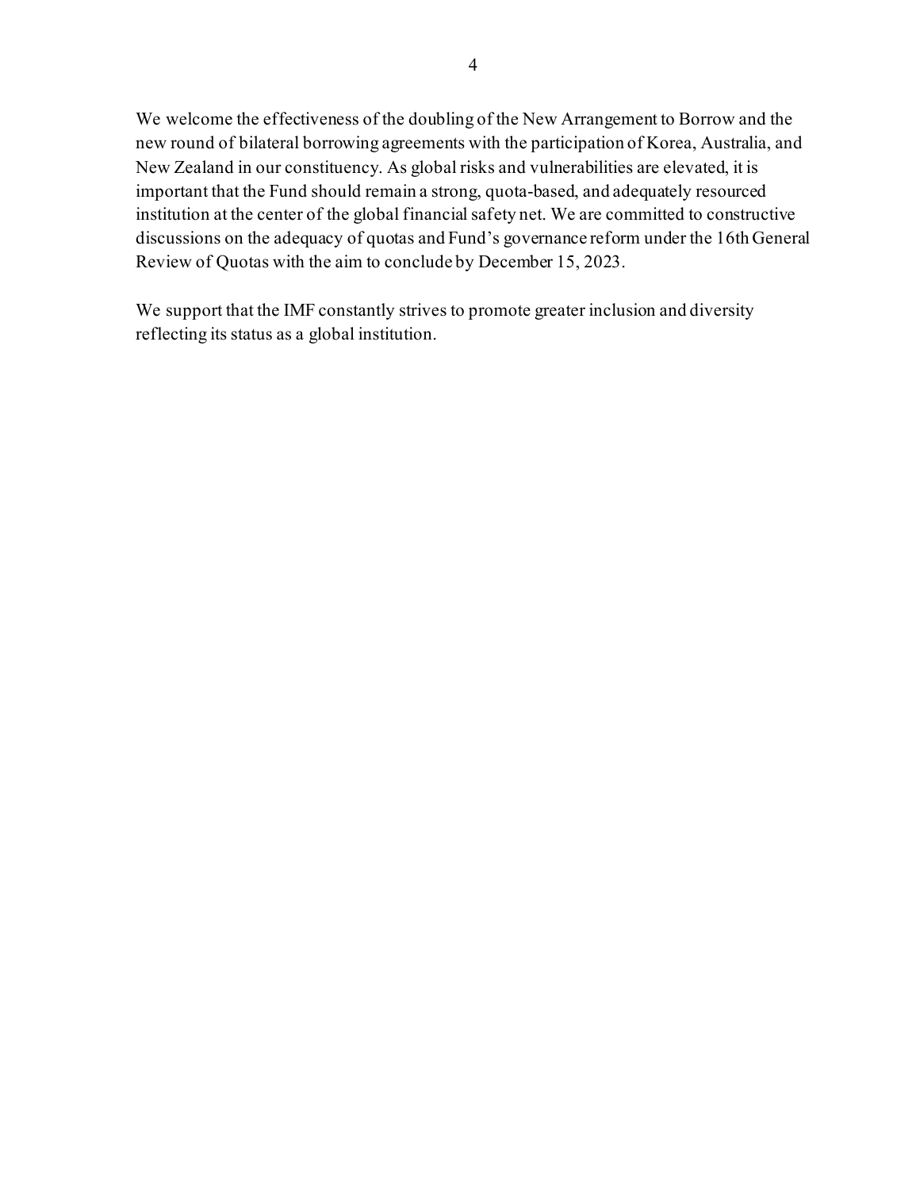We welcome the effectiveness of the doubling of the New Arrangement to Borrow and the new round of bilateral borrowing agreements with the participation of Korea, Australia, and New Zealand in our constituency. As global risks and vulnerabilities are elevated, it is important that the Fund should remain a strong, quota-based, and adequately resourced institution at the center of the global financial safety net. We are committed to constructive discussions on the adequacy of quotas and Fund's governance reform under the 16th General Review of Quotas with the aim to conclude by December 15, 2023.

We support that the IMF constantly strives to promote greater inclusion and diversity reflecting its status as a global institution.